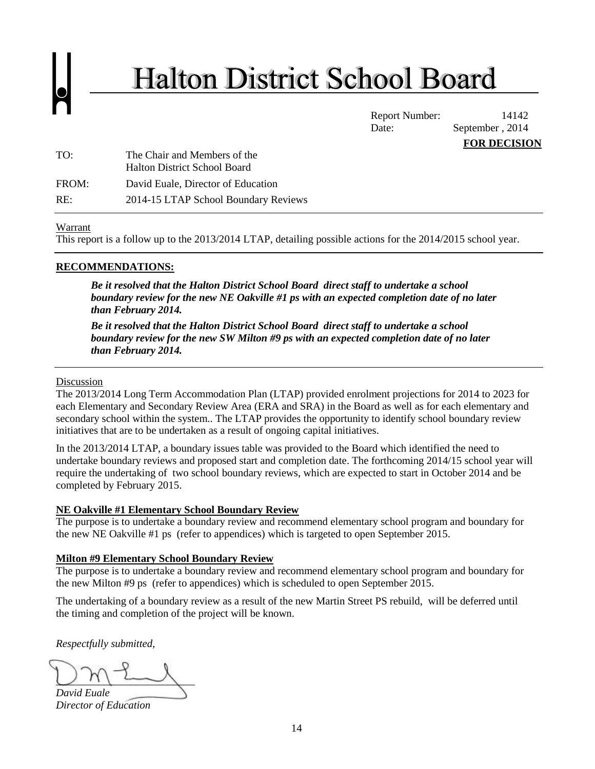# Halton District School Board

Report Number: 14142
Date: September , 2014

**FOR DECISION**

TO: The Chair and Members of the Halton District School Board

FROM: David Euale, Director of Education

RE: 2014-15 LTAP School Boundary Reviews

---

Warrant

This report is a follow up to the 2013/2014 LTAP, detailing possible actions for the 2014/2015 school year.

---

**RECOMMENDATIONS:**

***Be it resolved that the Halton District School Board direct staff to undertake a school boundary review for the new NE Oakville #1 ps with an expected completion date of no later than February 2014.***

***Be it resolved that the Halton District School Board direct staff to undertake a school boundary review for the new SW Milton #9 ps with an expected completion date of no later than February 2014.***

---

Discussion

The 2013/2014 Long Term Accommodation Plan (LTAP) provided enrolment projections for 2014 to 2023 for each Elementary and Secondary Review Area (ERA and SRA) in the Board as well as for each elementary and secondary school within the system.. The LTAP provides the opportunity to identify school boundary review initiatives that are to be undertaken as a result of ongoing capital initiatives.

In the 2013/2014 LTAP, a boundary issues table was provided to the Board which identified the need to undertake boundary reviews and proposed start and completion date. The forthcoming 2014/15 school year will require the undertaking of two school boundary reviews, which are expected to start in October 2014 and be completed by February 2015.

**NE Oakville #1 Elementary School Boundary Review**

The purpose is to undertake a boundary review and recommend elementary school program and boundary for the new NE Oakville #1 ps (refer to appendices) which is targeted to open September 2015.

**Milton #9 Elementary School Boundary Review**

The purpose is to undertake a boundary review and recommend elementary school program and boundary for the new Milton #9 ps (refer to appendices) which is scheduled to open September 2015.

The undertaking of a boundary review as a result of the new Martin Street PS rebuild, will be deferred until the timing and completion of the project will be known.

*Respectfully submitted,*

*David Euale*
*Director of Education*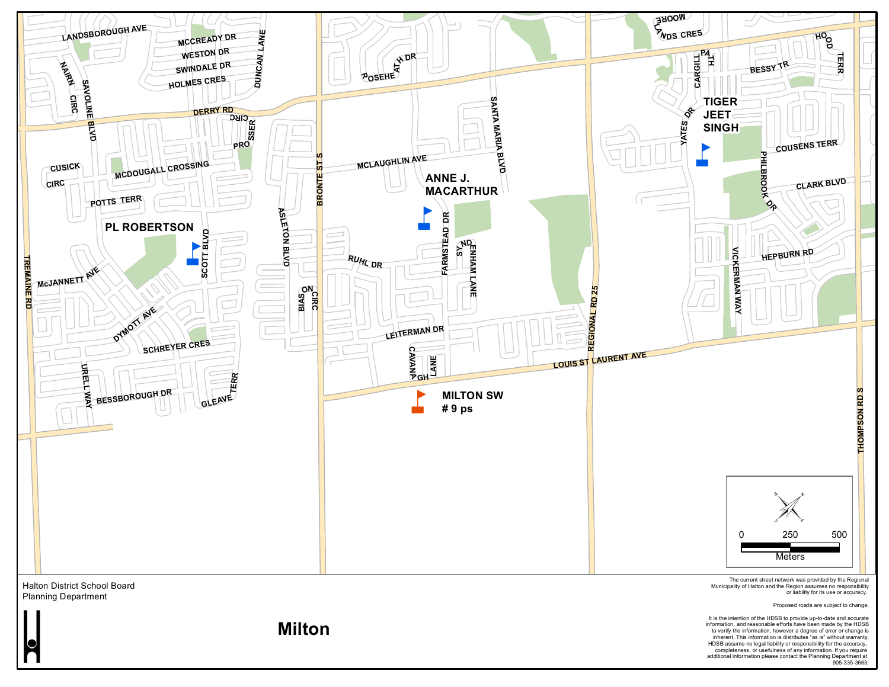Halton District School Board
Planning Department

# Milton

PL ROBERTSON

ANNE J. MACARTHUR

TIGER JEET SINGH

MILTON SW # 9 ps

LANDSBOROUGH AVE
MCCREADY DR
WESTON DR
SWINDALE DR
HOLMES CRES
DUNCAN LANE
NAIRN CIRC
SAVOLINE BLVD
DERRY RD
PROSSER CIRC
CUSICK CIRC
MCDOUGALL CROSSING
POTTS TERR
SCOTT BLVD
McJANNETT AVE
DYMOTT AVE
SCHREYER CRES
URELL WAY
BESSBOROUGH DR
GLEAVE TERR
TREMAINE RD
ASLETON BLVD
BIASON CIRC
BRONTE ST S
ROSEHEATH DR
MCLAUGHLIN AVE
SANTA MARIA BLVD
FARMSTEAD DR
SYDENHAM LANE
RUHL DR
LEITERMAN DR
CAVANAGH LANE
LOUIS ST LAURENT AVE
REGIONAL RD 25
MOORELANDS CRES
CARGILL PATH
YATES DR
BESSY TR
HOOD TERR
COUSENS TERR
PHILBROOK DR
CLARK BLVD
HEPBURN RD
VICKERMAN WAY
THOMPSON RD S

0 250 500
Meters

The current street network was provided by the Regional Municipality of Halton and the Region assumes no responsibility or liability for its use or accuracy.

Proposed roads are subject to change.

It is the intention of the HDSB to provide up-to-date and accurate information, and reasonable efforts have been made by the HDSB to verify the information, however a degree of error or change is inherent. This information is distributes "as is" without warranty. HDSB assume no legal liability or responsibility for the accuracy, completeness, or usefulness of any information. If you require additional information please contact the Planning Department at 905-335-3663.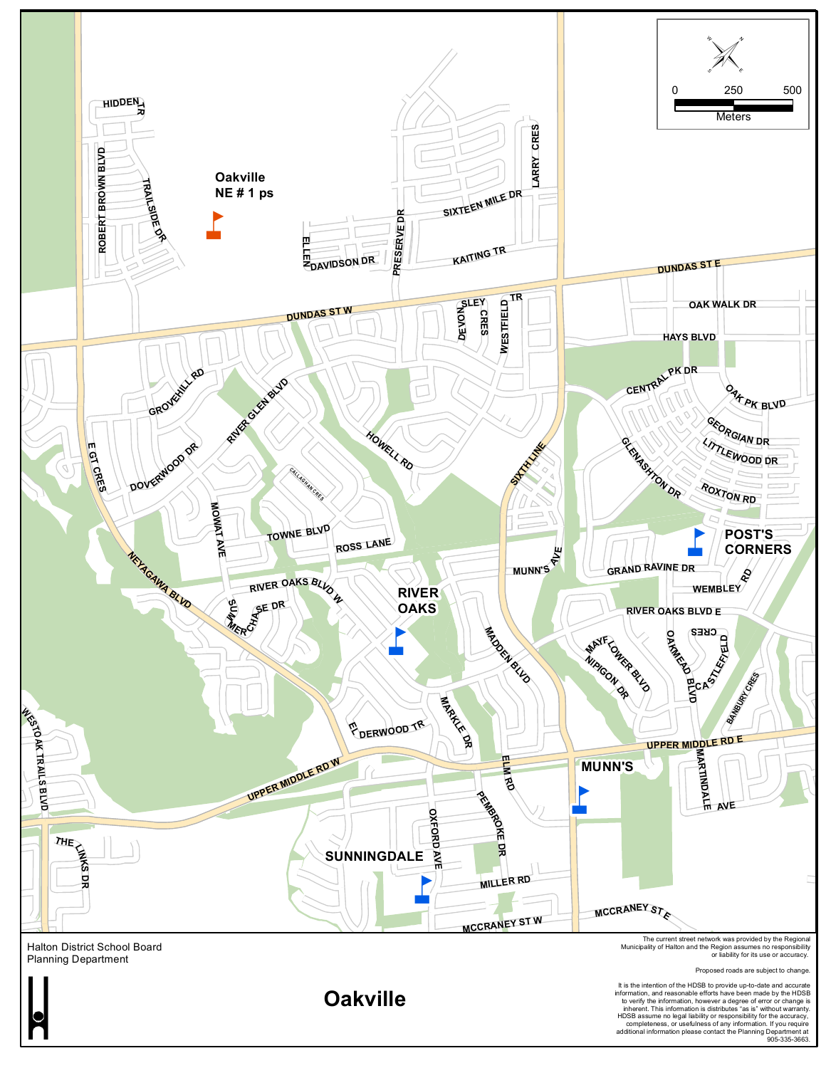Oakville
NE # 1 ps

RIVER
OAKS

POST'S
CORNERS

MUNN'S

SUNNINGDALE

0 250 500
Meters

HIDDEN TR
ROBERT BROWN BLVD
TRAILSIDE DR
ELLEN
DAVIDSON DR
PRESERVE DR
SIXTEEN MILE DR
LARRY CRES
KAITING TR
DUNDAS ST E
DUNDAS ST W
OAK WALK DR
HAYS BLVD
DEVON
SLEY
CRES
WESTFIELD TR
CENTRAL PK DR
OAK PK BLVD
GEORGIAN DR
LITTLEWOOD DR
GLENASHTON DR
ROXTON RD
GROVEHILL RD
RIVER GLEN BLVD
HOWELL RD
SIXTH LINE
E GT CRES
DOVERWOOD DR
CALLAGHAN CRES
MOWAT AVE
TOWNE BLVD
ROSS LANE
MUNN'S AVE
GRAND RAVINE DR
WEMBLEY RD
NEYAGAWA BLVD
RIVER OAKS BLVD W
SUMMER CHASE DR
RIVER OAKS BLVD E
MADDEN BLVD
MAYFLOWER BLVD
NIPIGON DR
OAKMEAD BLVD
CASTLEFIELD CRES
BANBURY CRES
WESTOAK TRAILS BLVD
ELDERWOOD TR
MARKLE DR
UPPER MIDDLE RD E
UPPER MIDDLE RD W
ELM RD
MARTINDALE AVE
THE LINKS DR
OXFORD AVE
PEMBROKE DR
MILLER RD
MCCRANEY ST W
MCCRANEY ST E

Halton District School Board
Planning Department

# Oakville

The current street network was provided by the Regional Municipality of Halton and the Region assumes no responsibility or liability for its use or accuracy.

Proposed roads are subject to change.

It is the intention of the HDSB to provide up-to-date and accurate information, and reasonable efforts have been made by the HDSB to verify the information, however a degree of error or change is inherent. This information is distributes "as is" without warranty. HDSB assume no legal liability or responsibility for the accuracy, completeness, or usefulness of any information. If you require additional information please contact the Planning Department at 905-335-3663.